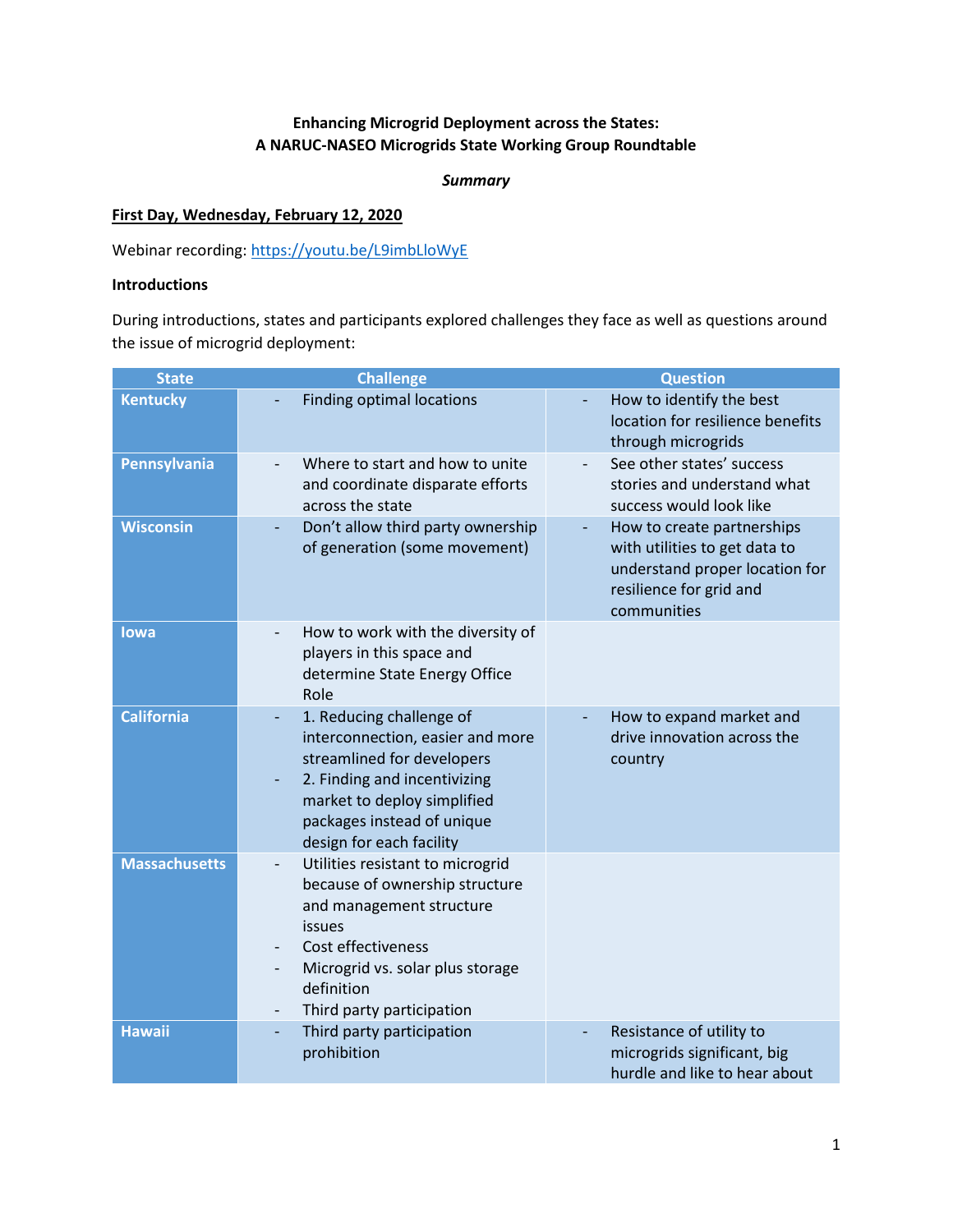**Enhancing Microgrid Deployment across the States:**
**A NARUC-NASEO Microgrids State Working Group Roundtable**

***Summary***

**First Day, Wednesday, February 12, 2020**

Webinar recording: https://youtu.be/L9imbLloWyE

**Introductions**

During introductions, states and participants explored challenges they face as well as questions around the issue of microgrid deployment:

| State | Challenge | Question |
| --- | --- | --- |
| **Kentucky** | - Finding optimal locations | - How to identify the best location for resilience benefits through microgrids |
| **Pennsylvania** | - Where to start and how to unite and coordinate disparate efforts across the state | - See other states' success stories and understand what success would look like |
| **Wisconsin** | - Don't allow third party ownership of generation (some movement) | - How to create partnerships with utilities to get data to understand proper location for resilience for grid and communities |
| **Iowa** | - How to work with the diversity of players in this space and determine State Energy Office Role | |
| **California** | - 1. Reducing challenge of interconnection, easier and more streamlined for developers<br>- 2. Finding and incentivizing market to deploy simplified packages instead of unique design for each facility | - How to expand market and drive innovation across the country |
| **Massachusetts** | - Utilities resistant to microgrid because of ownership structure and management structure issues<br>- Cost effectiveness<br>- Microgrid vs. solar plus storage definition<br>- Third party participation | |
| **Hawaii** | - Third party participation prohibition | - Resistance of utility to microgrids significant, big hurdle and like to hear about |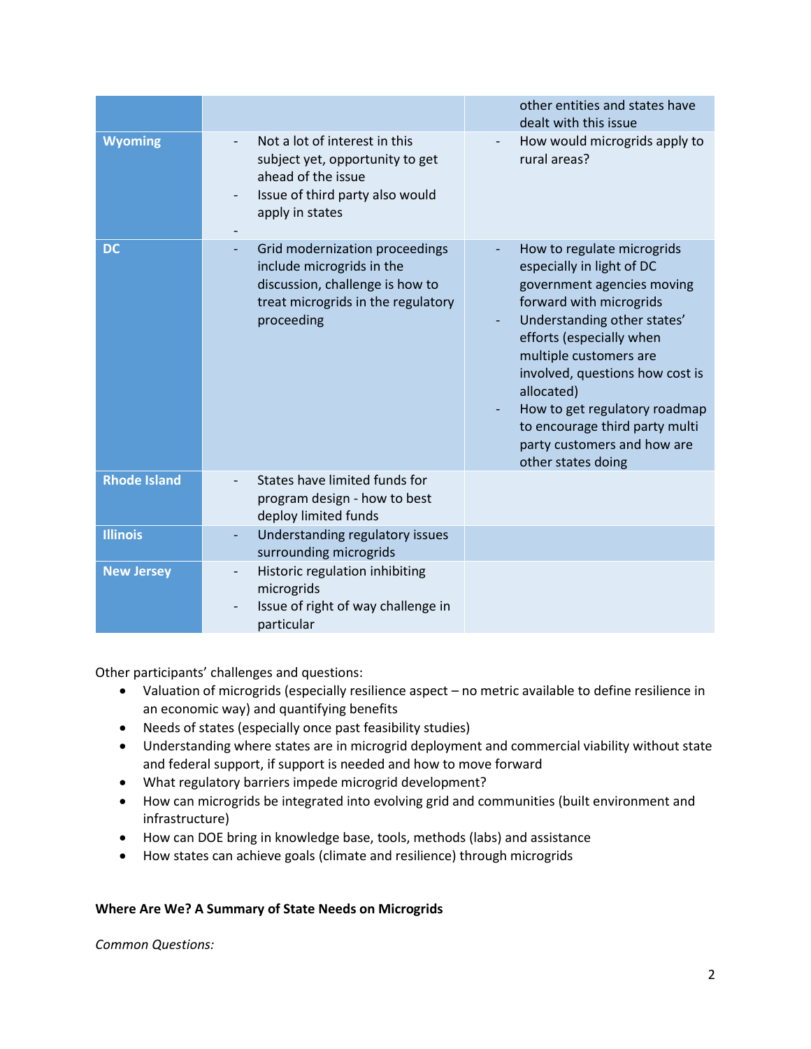| | | |
|---|---|---|
| | | other entities and states have dealt with this issue |
| **Wyoming** | - Not a lot of interest in this subject yet, opportunity to get ahead of the issue<br>- Issue of third party also would apply in states<br>- | - How would microgrids apply to rural areas? |
| **DC** | - Grid modernization proceedings include microgrids in the discussion, challenge is how to treat microgrids in the regulatory proceeding | - How to regulate microgrids especially in light of DC government agencies moving forward with microgrids<br>- Understanding other states' efforts (especially when multiple customers are involved, questions how cost is allocated)<br>- How to get regulatory roadmap to encourage third party multi party customers and how are other states doing |
| **Rhode Island** | - States have limited funds for program design - how to best deploy limited funds | |
| **Illinois** | - Understanding regulatory issues surrounding microgrids | |
| **New Jersey** | - Historic regulation inhibiting microgrids<br>- Issue of right of way challenge in particular | |

Other participants' challenges and questions:

- Valuation of microgrids (especially resilience aspect – no metric available to define resilience in an economic way) and quantifying benefits
- Needs of states (especially once past feasibility studies)
- Understanding where states are in microgrid deployment and commercial viability without state and federal support, if support is needed and how to move forward
- What regulatory barriers impede microgrid development?
- How can microgrids be integrated into evolving grid and communities (built environment and infrastructure)
- How can DOE bring in knowledge base, tools, methods (labs) and assistance
- How states can achieve goals (climate and resilience) through microgrids

**Where Are We? A Summary of State Needs on Microgrids**

*Common Questions:*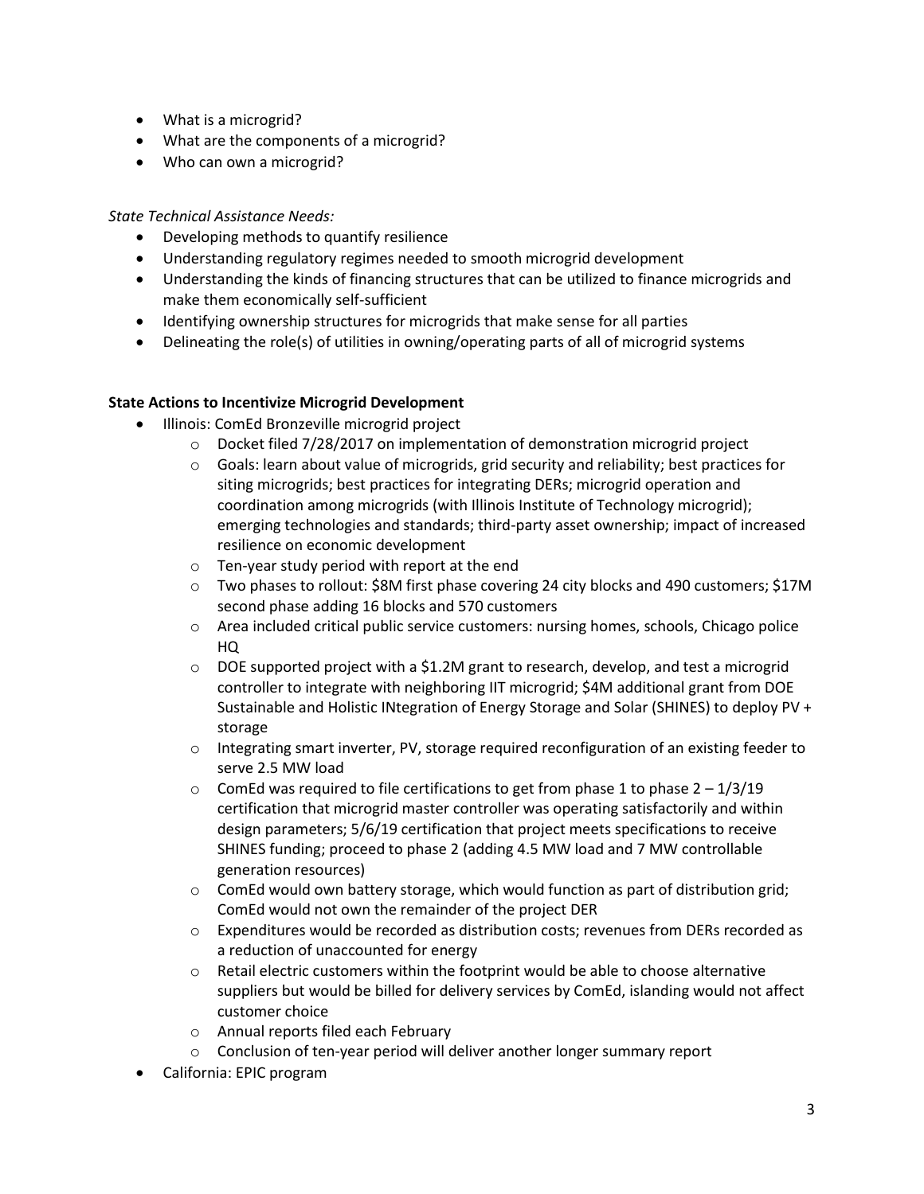- What is a microgrid?
- What are the components of a microgrid?
- Who can own a microgrid?

*State Technical Assistance Needs:*

- Developing methods to quantify resilience
- Understanding regulatory regimes needed to smooth microgrid development
- Understanding the kinds of financing structures that can be utilized to finance microgrids and make them economically self-sufficient
- Identifying ownership structures for microgrids that make sense for all parties
- Delineating the role(s) of utilities in owning/operating parts of all of microgrid systems

**State Actions to Incentivize Microgrid Development**

- Illinois: ComEd Bronzeville microgrid project
    - Docket filed 7/28/2017 on implementation of demonstration microgrid project
    - Goals: learn about value of microgrids, grid security and reliability; best practices for siting microgrids; best practices for integrating DERs; microgrid operation and coordination among microgrids (with Illinois Institute of Technology microgrid); emerging technologies and standards; third-party asset ownership; impact of increased resilience on economic development
    - Ten-year study period with report at the end
    - Two phases to rollout: $8M first phase covering 24 city blocks and 490 customers; $17M second phase adding 16 blocks and 570 customers
    - Area included critical public service customers: nursing homes, schools, Chicago police HQ
    - DOE supported project with a $1.2M grant to research, develop, and test a microgrid controller to integrate with neighboring IIT microgrid; $4M additional grant from DOE Sustainable and Holistic INtegration of Energy Storage and Solar (SHINES) to deploy PV + storage
    - Integrating smart inverter, PV, storage required reconfiguration of an existing feeder to serve 2.5 MW load
    - ComEd was required to file certifications to get from phase 1 to phase 2 – 1/3/19 certification that microgrid master controller was operating satisfactorily and within design parameters; 5/6/19 certification that project meets specifications to receive SHINES funding; proceed to phase 2 (adding 4.5 MW load and 7 MW controllable generation resources)
    - ComEd would own battery storage, which would function as part of distribution grid; ComEd would not own the remainder of the project DER
    - Expenditures would be recorded as distribution costs; revenues from DERs recorded as a reduction of unaccounted for energy
    - Retail electric customers within the footprint would be able to choose alternative suppliers but would be billed for delivery services by ComEd, islanding would not affect customer choice
    - Annual reports filed each February
    - Conclusion of ten-year period will deliver another longer summary report
- California: EPIC program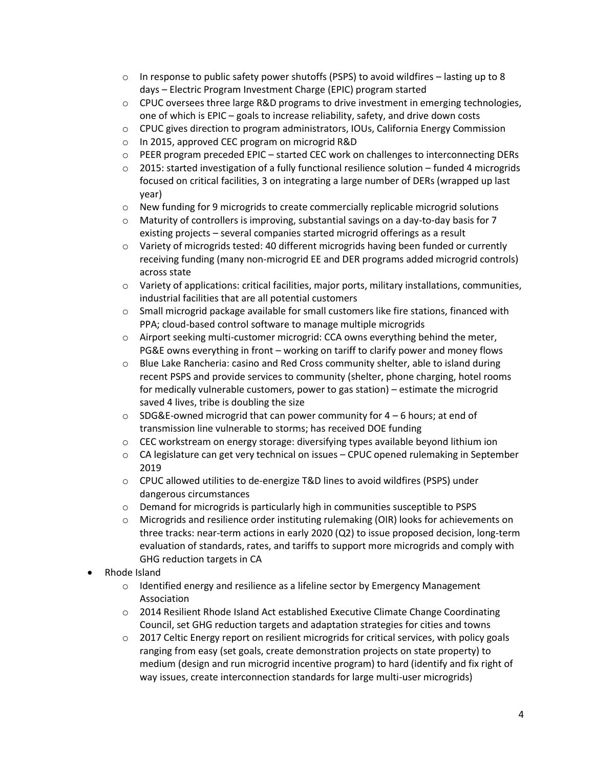- In response to public safety power shutoffs (PSPS) to avoid wildfires – lasting up to 8 days – Electric Program Investment Charge (EPIC) program started
  - CPUC oversees three large R&D programs to drive investment in emerging technologies, one of which is EPIC – goals to increase reliability, safety, and drive down costs
  - CPUC gives direction to program administrators, IOUs, California Energy Commission
  - In 2015, approved CEC program on microgrid R&D
  - PEER program preceded EPIC – started CEC work on challenges to interconnecting DERs
  - 2015: started investigation of a fully functional resilience solution – funded 4 microgrids focused on critical facilities, 3 on integrating a large number of DERs (wrapped up last year)
  - New funding for 9 microgrids to create commercially replicable microgrid solutions
  - Maturity of controllers is improving, substantial savings on a day-to-day basis for 7 existing projects – several companies started microgrid offerings as a result
  - Variety of microgrids tested: 40 different microgrids having been funded or currently receiving funding (many non-microgrid EE and DER programs added microgrid controls) across state
  - Variety of applications: critical facilities, major ports, military installations, communities, industrial facilities that are all potential customers
  - Small microgrid package available for small customers like fire stations, financed with PPA; cloud-based control software to manage multiple microgrids
  - Airport seeking multi-customer microgrid: CCA owns everything behind the meter, PG&E owns everything in front – working on tariff to clarify power and money flows
  - Blue Lake Rancheria: casino and Red Cross community shelter, able to island during recent PSPS and provide services to community (shelter, phone charging, hotel rooms for medically vulnerable customers, power to gas station) – estimate the microgrid saved 4 lives, tribe is doubling the size
  - SDG&E-owned microgrid that can power community for 4 – 6 hours; at end of transmission line vulnerable to storms; has received DOE funding
  - CEC workstream on energy storage: diversifying types available beyond lithium ion
  - CA legislature can get very technical on issues – CPUC opened rulemaking in September 2019
  - CPUC allowed utilities to de-energize T&D lines to avoid wildfires (PSPS) under dangerous circumstances
  - Demand for microgrids is particularly high in communities susceptible to PSPS
  - Microgrids and resilience order instituting rulemaking (OIR) looks for achievements on three tracks: near-term actions in early 2020 (Q2) to issue proposed decision, long-term evaluation of standards, rates, and tariffs to support more microgrids and comply with GHG reduction targets in CA
- Rhode Island
  - Identified energy and resilience as a lifeline sector by Emergency Management Association
  - 2014 Resilient Rhode Island Act established Executive Climate Change Coordinating Council, set GHG reduction targets and adaptation strategies for cities and towns
  - 2017 Celtic Energy report on resilient microgrids for critical services, with policy goals ranging from easy (set goals, create demonstration projects on state property) to medium (design and run microgrid incentive program) to hard (identify and fix right of way issues, create interconnection standards for large multi-user microgrids)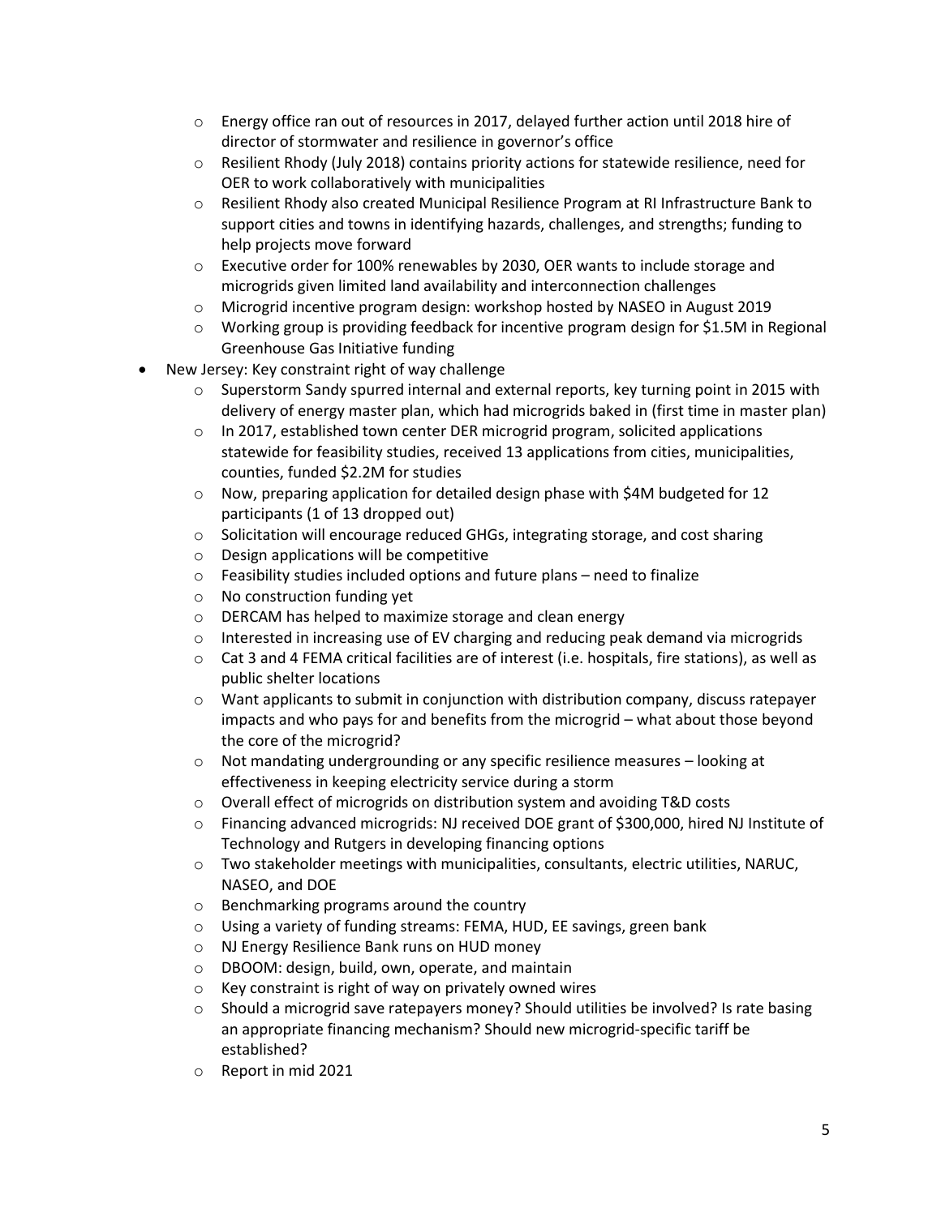- Energy office ran out of resources in 2017, delayed further action until 2018 hire of director of stormwater and resilience in governor's office
    - Resilient Rhody (July 2018) contains priority actions for statewide resilience, need for OER to work collaboratively with municipalities
    - Resilient Rhody also created Municipal Resilience Program at RI Infrastructure Bank to support cities and towns in identifying hazards, challenges, and strengths; funding to help projects move forward
    - Executive order for 100% renewables by 2030, OER wants to include storage and microgrids given limited land availability and interconnection challenges
    - Microgrid incentive program design: workshop hosted by NASEO in August 2019
    - Working group is providing feedback for incentive program design for $1.5M in Regional Greenhouse Gas Initiative funding
- New Jersey: Key constraint right of way challenge
    - Superstorm Sandy spurred internal and external reports, key turning point in 2015 with delivery of energy master plan, which had microgrids baked in (first time in master plan)
    - In 2017, established town center DER microgrid program, solicited applications statewide for feasibility studies, received 13 applications from cities, municipalities, counties, funded $2.2M for studies
    - Now, preparing application for detailed design phase with $4M budgeted for 12 participants (1 of 13 dropped out)
    - Solicitation will encourage reduced GHGs, integrating storage, and cost sharing
    - Design applications will be competitive
    - Feasibility studies included options and future plans – need to finalize
    - No construction funding yet
    - DERCAM has helped to maximize storage and clean energy
    - Interested in increasing use of EV charging and reducing peak demand via microgrids
    - Cat 3 and 4 FEMA critical facilities are of interest (i.e. hospitals, fire stations), as well as public shelter locations
    - Want applicants to submit in conjunction with distribution company, discuss ratepayer impacts and who pays for and benefits from the microgrid – what about those beyond the core of the microgrid?
    - Not mandating undergrounding or any specific resilience measures – looking at effectiveness in keeping electricity service during a storm
    - Overall effect of microgrids on distribution system and avoiding T&D costs
    - Financing advanced microgrids: NJ received DOE grant of $300,000, hired NJ Institute of Technology and Rutgers in developing financing options
    - Two stakeholder meetings with municipalities, consultants, electric utilities, NARUC, NASEO, and DOE
    - Benchmarking programs around the country
    - Using a variety of funding streams: FEMA, HUD, EE savings, green bank
    - NJ Energy Resilience Bank runs on HUD money
    - DBOOM: design, build, own, operate, and maintain
    - Key constraint is right of way on privately owned wires
    - Should a microgrid save ratepayers money? Should utilities be involved? Is rate basing an appropriate financing mechanism? Should new microgrid-specific tariff be established?
    - Report in mid 2021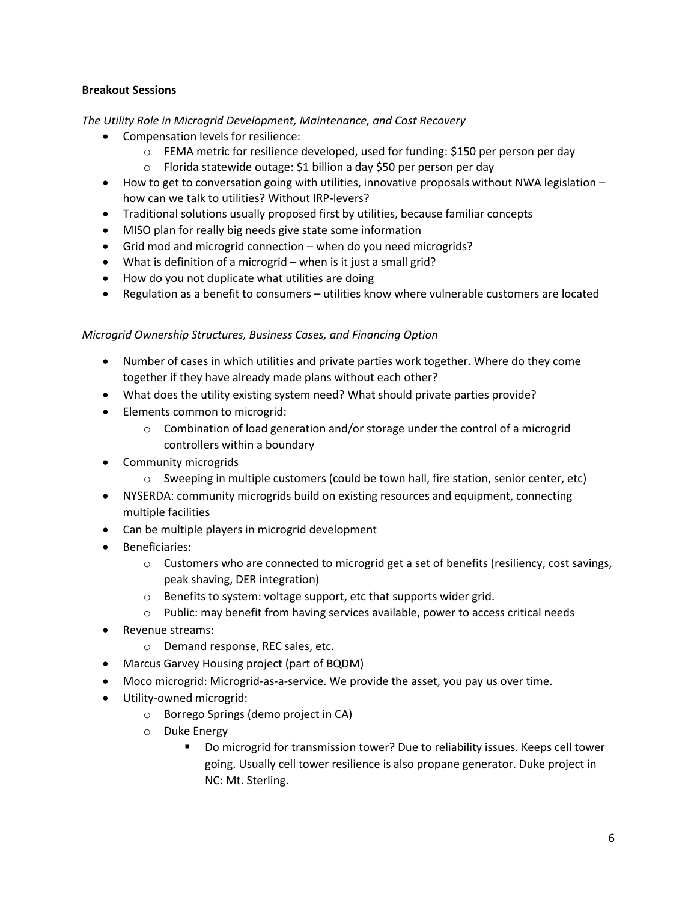**Breakout Sessions**

*The Utility Role in Microgrid Development, Maintenance, and Cost Recovery*

- Compensation levels for resilience:
  - FEMA metric for resilience developed, used for funding: $150 per person per day
  - Florida statewide outage: $1 billion a day $50 per person per day
- How to get to conversation going with utilities, innovative proposals without NWA legislation – how can we talk to utilities? Without IRP-levers?
- Traditional solutions usually proposed first by utilities, because familiar concepts
- MISO plan for really big needs give state some information
- Grid mod and microgrid connection – when do you need microgrids?
- What is definition of a microgrid – when is it just a small grid?
- How do you not duplicate what utilities are doing
- Regulation as a benefit to consumers – utilities know where vulnerable customers are located

*Microgrid Ownership Structures, Business Cases, and Financing Option*

- Number of cases in which utilities and private parties work together. Where do they come together if they have already made plans without each other?
- What does the utility existing system need? What should private parties provide?
- Elements common to microgrid:
  - Combination of load generation and/or storage under the control of a microgrid controllers within a boundary
- Community microgrids
  - Sweeping in multiple customers (could be town hall, fire station, senior center, etc)
- NYSERDA: community microgrids build on existing resources and equipment, connecting multiple facilities
- Can be multiple players in microgrid development
- Beneficiaries:
  - Customers who are connected to microgrid get a set of benefits (resiliency, cost savings, peak shaving, DER integration)
  - Benefits to system: voltage support, etc that supports wider grid.
  - Public: may benefit from having services available, power to access critical needs
- Revenue streams:
  - Demand response, REC sales, etc.
- Marcus Garvey Housing project (part of BQDM)
- Moco microgrid: Microgrid-as-a-service. We provide the asset, you pay us over time.
- Utility-owned microgrid:
  - Borrego Springs (demo project in CA)
  - Duke Energy
    - Do microgrid for transmission tower? Due to reliability issues. Keeps cell tower going. Usually cell tower resilience is also propane generator. Duke project in NC: Mt. Sterling.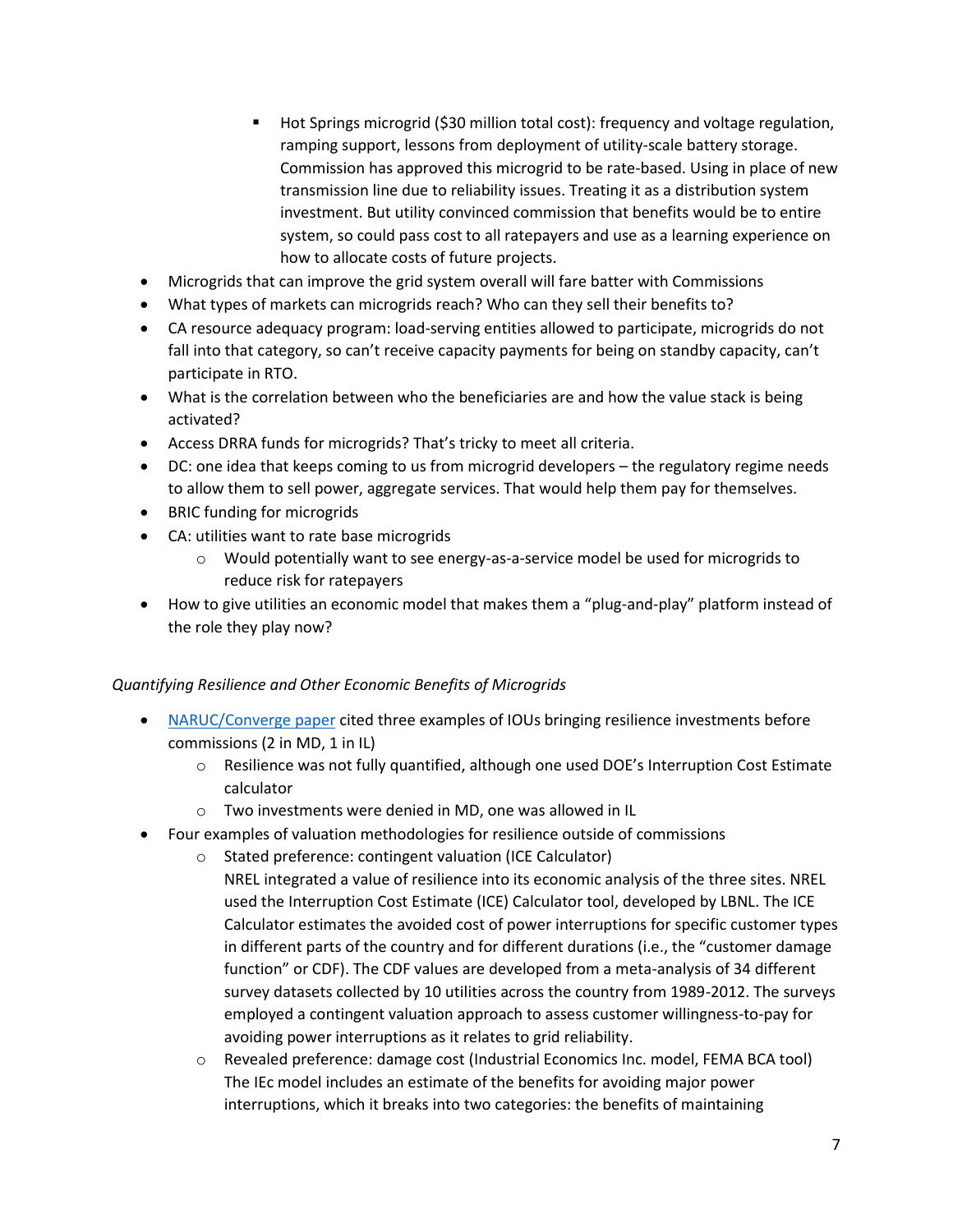- Hot Springs microgrid ($30 million total cost): frequency and voltage regulation, ramping support, lessons from deployment of utility-scale battery storage. Commission has approved this microgrid to be rate-based. Using in place of new transmission line due to reliability issues. Treating it as a distribution system investment. But utility convinced commission that benefits would be to entire system, so could pass cost to all ratepayers and use as a learning experience on how to allocate costs of future projects.
- Microgrids that can improve the grid system overall will fare batter with Commissions
- What types of markets can microgrids reach? Who can they sell their benefits to?
- CA resource adequacy program: load-serving entities allowed to participate, microgrids do not fall into that category, so can't receive capacity payments for being on standby capacity, can't participate in RTO.
- What is the correlation between who the beneficiaries are and how the value stack is being activated?
- Access DRRA funds for microgrids? That's tricky to meet all criteria.
- DC: one idea that keeps coming to us from microgrid developers – the regulatory regime needs to allow them to sell power, aggregate services. That would help them pay for themselves.
- BRIC funding for microgrids
- CA: utilities want to rate base microgrids
    - Would potentially want to see energy-as-a-service model be used for microgrids to reduce risk for ratepayers
- How to give utilities an economic model that makes them a "plug-and-play" platform instead of the role they play now?

*Quantifying Resilience and Other Economic Benefits of Microgrids*

- NARUC/Converge paper cited three examples of IOUs bringing resilience investments before commissions (2 in MD, 1 in IL)
    - Resilience was not fully quantified, although one used DOE's Interruption Cost Estimate calculator
    - Two investments were denied in MD, one was allowed in IL
- Four examples of valuation methodologies for resilience outside of commissions
    - Stated preference: contingent valuation (ICE Calculator)
      NREL integrated a value of resilience into its economic analysis of the three sites. NREL used the Interruption Cost Estimate (ICE) Calculator tool, developed by LBNL. The ICE Calculator estimates the avoided cost of power interruptions for specific customer types in different parts of the country and for different durations (i.e., the "customer damage function" or CDF). The CDF values are developed from a meta-analysis of 34 different survey datasets collected by 10 utilities across the country from 1989-2012. The surveys employed a contingent valuation approach to assess customer willingness-to-pay for avoiding power interruptions as it relates to grid reliability.
    - Revealed preference: damage cost (Industrial Economics Inc. model, FEMA BCA tool)
      The IEc model includes an estimate of the benefits for avoiding major power interruptions, which it breaks into two categories: the benefits of maintaining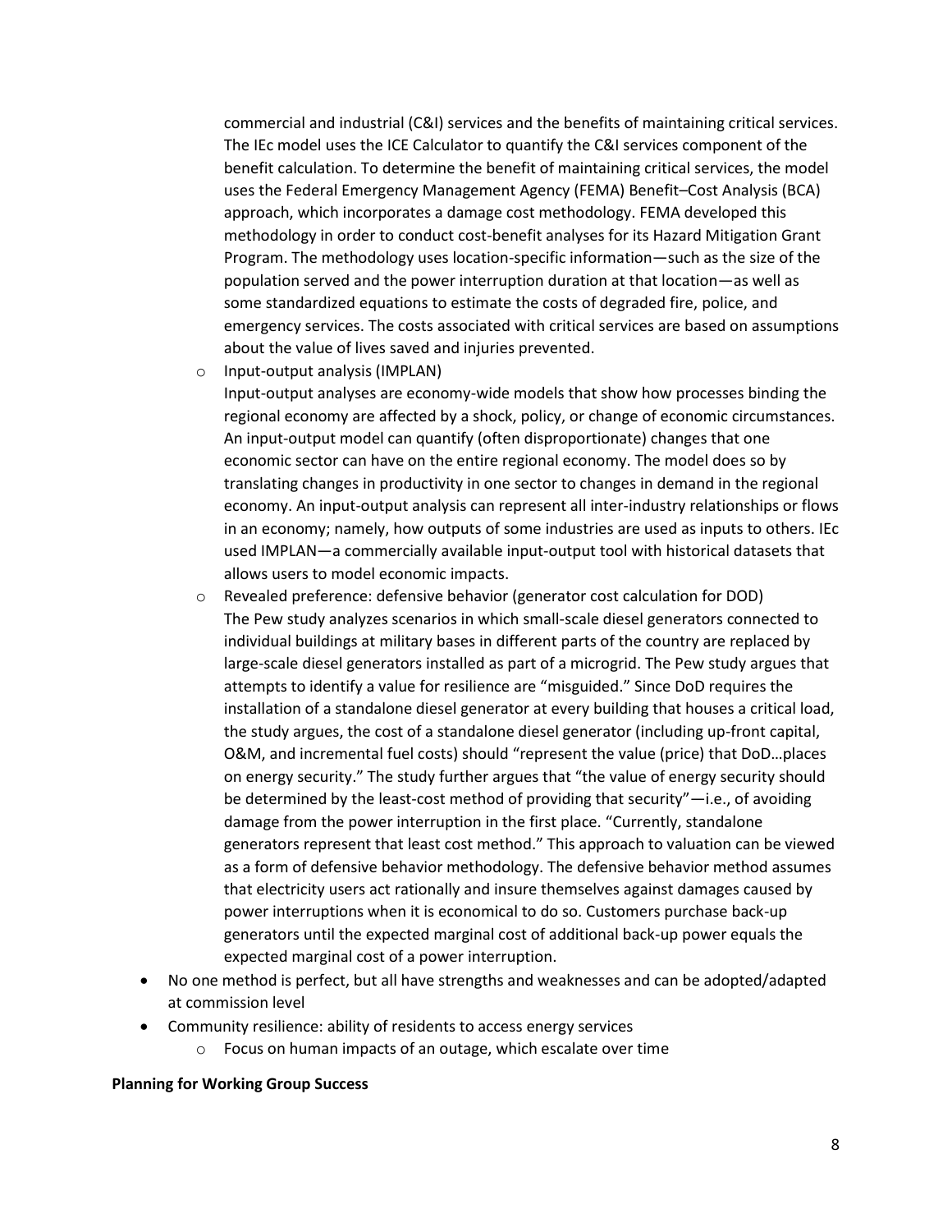commercial and industrial (C&I) services and the benefits of maintaining critical services. The IEc model uses the ICE Calculator to quantify the C&I services component of the benefit calculation. To determine the benefit of maintaining critical services, the model uses the Federal Emergency Management Agency (FEMA) Benefit–Cost Analysis (BCA) approach, which incorporates a damage cost methodology. FEMA developed this methodology in order to conduct cost-benefit analyses for its Hazard Mitigation Grant Program. The methodology uses location-specific information—such as the size of the population served and the power interruption duration at that location—as well as some standardized equations to estimate the costs of degraded fire, police, and emergency services. The costs associated with critical services are based on assumptions about the value of lives saved and injuries prevented.

    - Input-output analysis (IMPLAN)
      Input-output analyses are economy-wide models that show how processes binding the regional economy are affected by a shock, policy, or change of economic circumstances. An input-output model can quantify (often disproportionate) changes that one economic sector can have on the entire regional economy. The model does so by translating changes in productivity in one sector to changes in demand in the regional economy. An input-output analysis can represent all inter-industry relationships or flows in an economy; namely, how outputs of some industries are used as inputs to others. IEc used IMPLAN—a commercially available input-output tool with historical datasets that allows users to model economic impacts.
    - Revealed preference: defensive behavior (generator cost calculation for DOD)
      The Pew study analyzes scenarios in which small-scale diesel generators connected to individual buildings at military bases in different parts of the country are replaced by large-scale diesel generators installed as part of a microgrid. The Pew study argues that attempts to identify a value for resilience are "misguided." Since DoD requires the installation of a standalone diesel generator at every building that houses a critical load, the study argues, the cost of a standalone diesel generator (including up-front capital, O&M, and incremental fuel costs) should "represent the value (price) that DoD…places on energy security." The study further argues that "the value of energy security should be determined by the least-cost method of providing that security"—i.e., of avoiding damage from the power interruption in the first place. "Currently, standalone generators represent that least cost method." This approach to valuation can be viewed as a form of defensive behavior methodology. The defensive behavior method assumes that electricity users act rationally and insure themselves against damages caused by power interruptions when it is economical to do so. Customers purchase back-up generators until the expected marginal cost of additional back-up power equals the expected marginal cost of a power interruption.
- No one method is perfect, but all have strengths and weaknesses and can be adopted/adapted at commission level
- Community resilience: ability of residents to access energy services
    - Focus on human impacts of an outage, which escalate over time

**Planning for Working Group Success**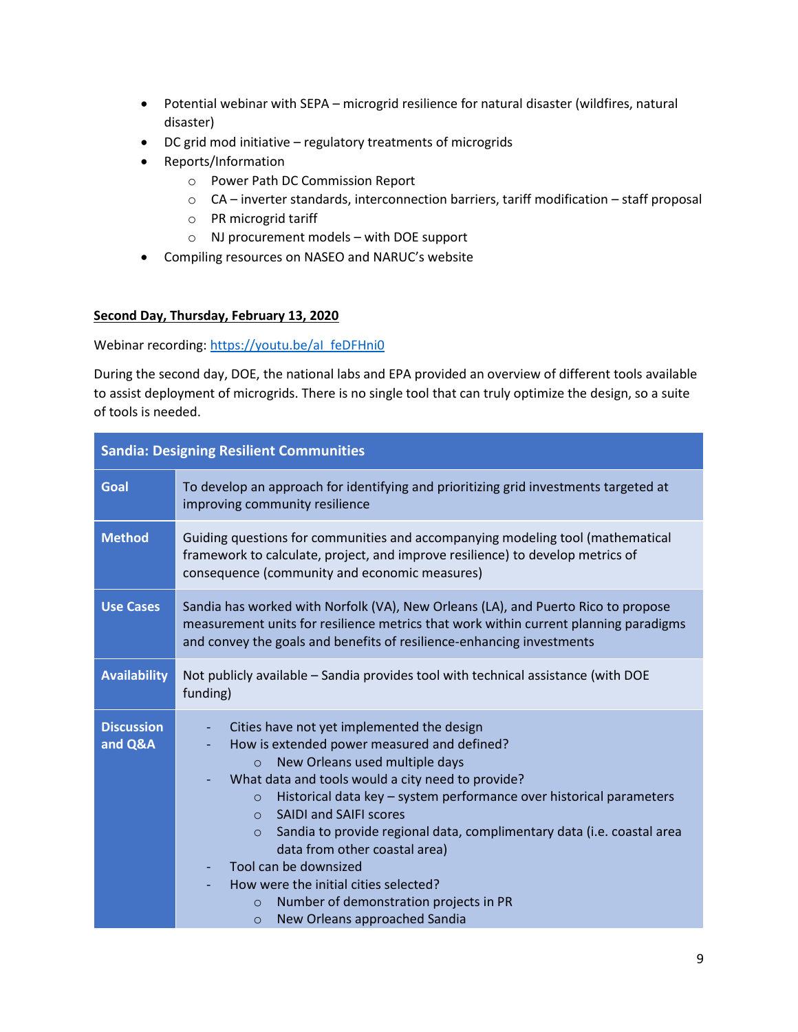- Potential webinar with SEPA – microgrid resilience for natural disaster (wildfires, natural disaster)
- DC grid mod initiative – regulatory treatments of microgrids
- Reports/Information
    - Power Path DC Commission Report
    - CA – inverter standards, interconnection barriers, tariff modification – staff proposal
    - PR microgrid tariff
    - NJ procurement models – with DOE support
- Compiling resources on NASEO and NARUC's website

**Second Day, Thursday, February 13, 2020**

Webinar recording: https://youtu.be/aI_feDFHni0

During the second day, DOE, the national labs and EPA provided an overview of different tools available to assist deployment of microgrids. There is no single tool that can truly optimize the design, so a suite of tools is needed.

| Sandia: Designing Resilient Communities | |
|---|---|
| **Goal** | To develop an approach for identifying and prioritizing grid investments targeted at improving community resilience |
| **Method** | Guiding questions for communities and accompanying modeling tool (mathematical framework to calculate, project, and improve resilience) to develop metrics of consequence (community and economic measures) |
| **Use Cases** | Sandia has worked with Norfolk (VA), New Orleans (LA), and Puerto Rico to propose measurement units for resilience metrics that work within current planning paradigms and convey the goals and benefits of resilience-enhancing investments |
| **Availability** | Not publicly available – Sandia provides tool with technical assistance (with DOE funding) |
| **Discussion and Q&A** | - Cities have not yet implemented the design<br>- How is extended power measured and defined?<br>&nbsp;&nbsp;&nbsp;&nbsp;○ New Orleans used multiple days<br>- What data and tools would a city need to provide?<br>&nbsp;&nbsp;&nbsp;&nbsp;○ Historical data key – system performance over historical parameters<br>&nbsp;&nbsp;&nbsp;&nbsp;○ SAIDI and SAIFI scores<br>&nbsp;&nbsp;&nbsp;&nbsp;○ Sandia to provide regional data, complimentary data (i.e. coastal area data from other coastal area)<br>- Tool can be downsized<br>- How were the initial cities selected?<br>&nbsp;&nbsp;&nbsp;&nbsp;○ Number of demonstration projects in PR<br>&nbsp;&nbsp;&nbsp;&nbsp;○ New Orleans approached Sandia |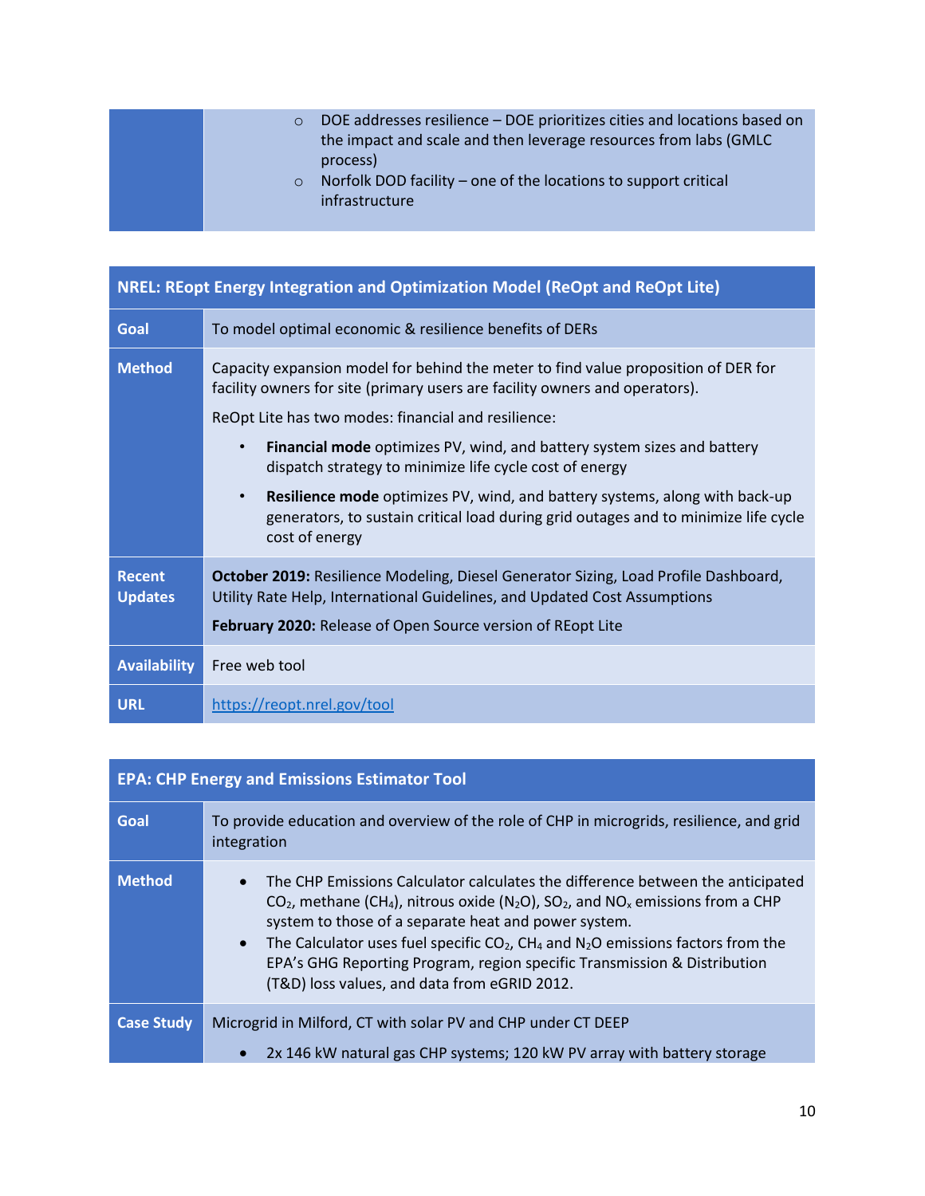| | |
|---|---|
| | ◦ DOE addresses resilience – DOE prioritizes cities and locations based on the impact and scale and then leverage resources from labs (GMLC process)<br>◦ Norfolk DOD facility – one of the locations to support critical infrastructure |

| NREL: REopt Energy Integration and Optimization Model (ReOpt and ReOpt Lite) | |
|---|---|
| **Goal** | To model optimal economic & resilience benefits of DERs |
| **Method** | Capacity expansion model for behind the meter to find value proposition of DER for facility owners for site (primary users are facility owners and operators).<br>ReOpt Lite has two modes: financial and resilience:<br>• **Financial mode** optimizes PV, wind, and battery system sizes and battery dispatch strategy to minimize life cycle cost of energy<br>• **Resilience mode** optimizes PV, wind, and battery systems, along with back-up generators, to sustain critical load during grid outages and to minimize life cycle cost of energy |
| **Recent Updates** | **October 2019:** Resilience Modeling, Diesel Generator Sizing, Load Profile Dashboard, Utility Rate Help, International Guidelines, and Updated Cost Assumptions<br>**February 2020:** Release of Open Source version of REopt Lite |
| **Availability** | Free web tool |
| **URL** | https://reopt.nrel.gov/tool |

| EPA: CHP Energy and Emissions Estimator Tool | |
|---|---|
| **Goal** | To provide education and overview of the role of CHP in microgrids, resilience, and grid integration |
| **Method** | • The CHP Emissions Calculator calculates the difference between the anticipated $CO_2$, methane ($CH_4$), nitrous oxide ($N_2O$), $SO_2$, and $NO_x$ emissions from a CHP system to those of a separate heat and power system.<br>• The Calculator uses fuel specific $CO_2$, $CH_4$ and $N_2O$ emissions factors from the EPA's GHG Reporting Program, region specific Transmission & Distribution (T&D) loss values, and data from eGRID 2012. |
| **Case Study** | Microgrid in Milford, CT with solar PV and CHP under CT DEEP<br>• 2x 146 kW natural gas CHP systems; 120 kW PV array with battery storage |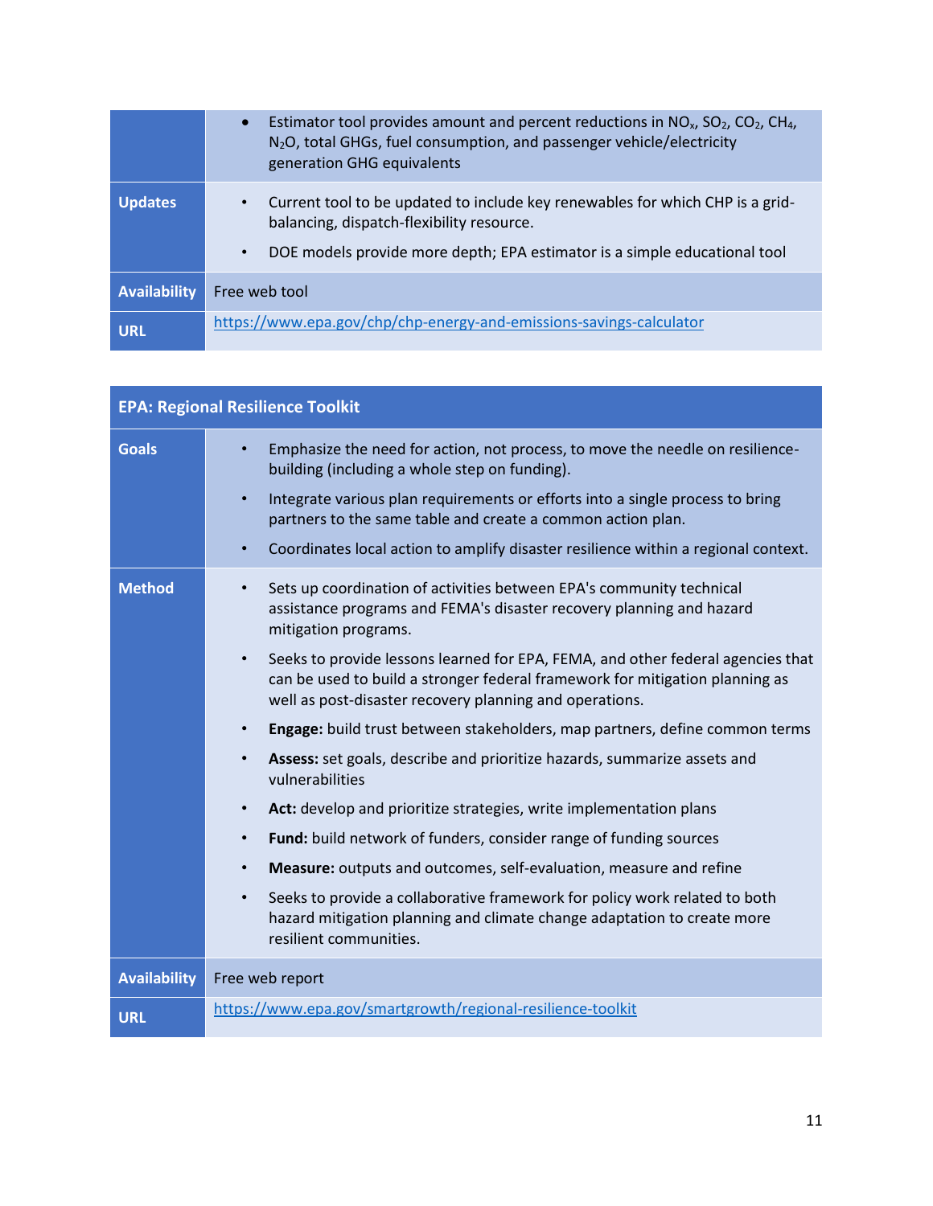| | |
|---|---|
| | • Estimator tool provides amount and percent reductions in $NO_x$, $SO_2$, $CO_2$, $CH_4$, $N_2O$, total GHGs, fuel consumption, and passenger vehicle/electricity generation GHG equivalents |
| **Updates** | • Current tool to be updated to include key renewables for which CHP is a grid-balancing, dispatch-flexibility resource.<br>• DOE models provide more depth; EPA estimator is a simple educational tool |
| **Availability** | Free web tool |
| **URL** | https://www.epa.gov/chp/chp-energy-and-emissions-savings-calculator |

| **EPA: Regional Resilience Toolkit** | |
|---|---|
| **Goals** | • Emphasize the need for action, not process, to move the needle on resilience-building (including a whole step on funding).<br>• Integrate various plan requirements or efforts into a single process to bring partners to the same table and create a common action plan.<br>• Coordinates local action to amplify disaster resilience within a regional context. |
| **Method** | • Sets up coordination of activities between EPA's community technical assistance programs and FEMA's disaster recovery planning and hazard mitigation programs.<br>• Seeks to provide lessons learned for EPA, FEMA, and other federal agencies that can be used to build a stronger federal framework for mitigation planning as well as post-disaster recovery planning and operations.<br>• **Engage:** build trust between stakeholders, map partners, define common terms<br>• **Assess:** set goals, describe and prioritize hazards, summarize assets and vulnerabilities<br>• **Act:** develop and prioritize strategies, write implementation plans<br>• **Fund:** build network of funders, consider range of funding sources<br>• **Measure:** outputs and outcomes, self-evaluation, measure and refine<br>• Seeks to provide a collaborative framework for policy work related to both hazard mitigation planning and climate change adaptation to create more resilient communities. |
| **Availability** | Free web report |
| **URL** | https://www.epa.gov/smartgrowth/regional-resilience-toolkit |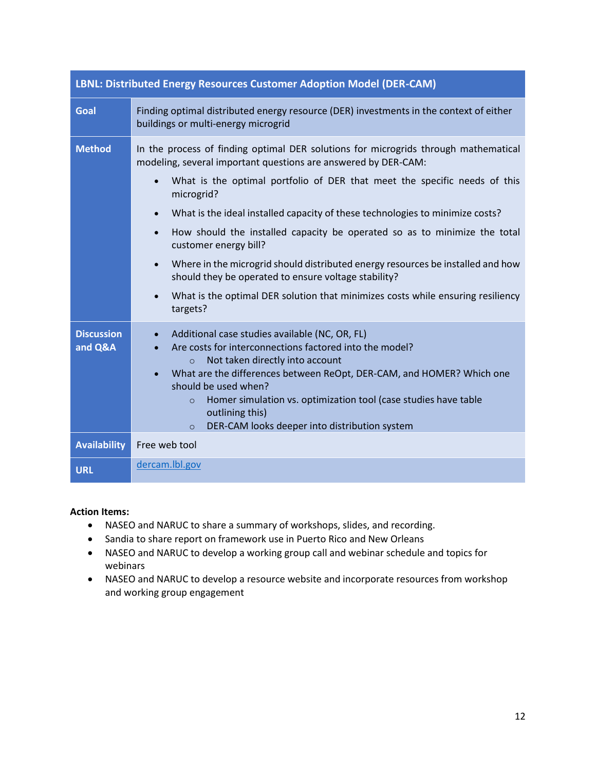| LBNL: Distributed Energy Resources Customer Adoption Model (DER-CAM) | |
|---|---|
| **Goal** | Finding optimal distributed energy resource (DER) investments in the context of either buildings or multi-energy microgrid |
| **Method** | In the process of finding optimal DER solutions for microgrids through mathematical modeling, several important questions are answered by DER-CAM:<br>• What is the optimal portfolio of DER that meet the specific needs of this microgrid?<br>• What is the ideal installed capacity of these technologies to minimize costs?<br>• How should the installed capacity be operated so as to minimize the total customer energy bill?<br>• Where in the microgrid should distributed energy resources be installed and how should they be operated to ensure voltage stability?<br>• What is the optimal DER solution that minimizes costs while ensuring resiliency targets? |
| **Discussion and Q&A** | • Additional case studies available (NC, OR, FL)<br>• Are costs for interconnections factored into the model?<br>&nbsp;&nbsp;&nbsp;&nbsp;○ Not taken directly into account<br>• What are the differences between ReOpt, DER-CAM, and HOMER? Which one should be used when?<br>&nbsp;&nbsp;&nbsp;&nbsp;○ Homer simulation vs. optimization tool (case studies have table outlining this)<br>&nbsp;&nbsp;&nbsp;&nbsp;○ DER-CAM looks deeper into distribution system |
| **Availability** | Free web tool |
| **URL** | [dercam.lbl.gov](https://dercam.lbl.gov) |

**Action Items:**

- NASEO and NARUC to share a summary of workshops, slides, and recording.
- Sandia to share report on framework use in Puerto Rico and New Orleans
- NASEO and NARUC to develop a working group call and webinar schedule and topics for webinars
- NASEO and NARUC to develop a resource website and incorporate resources from workshop and working group engagement